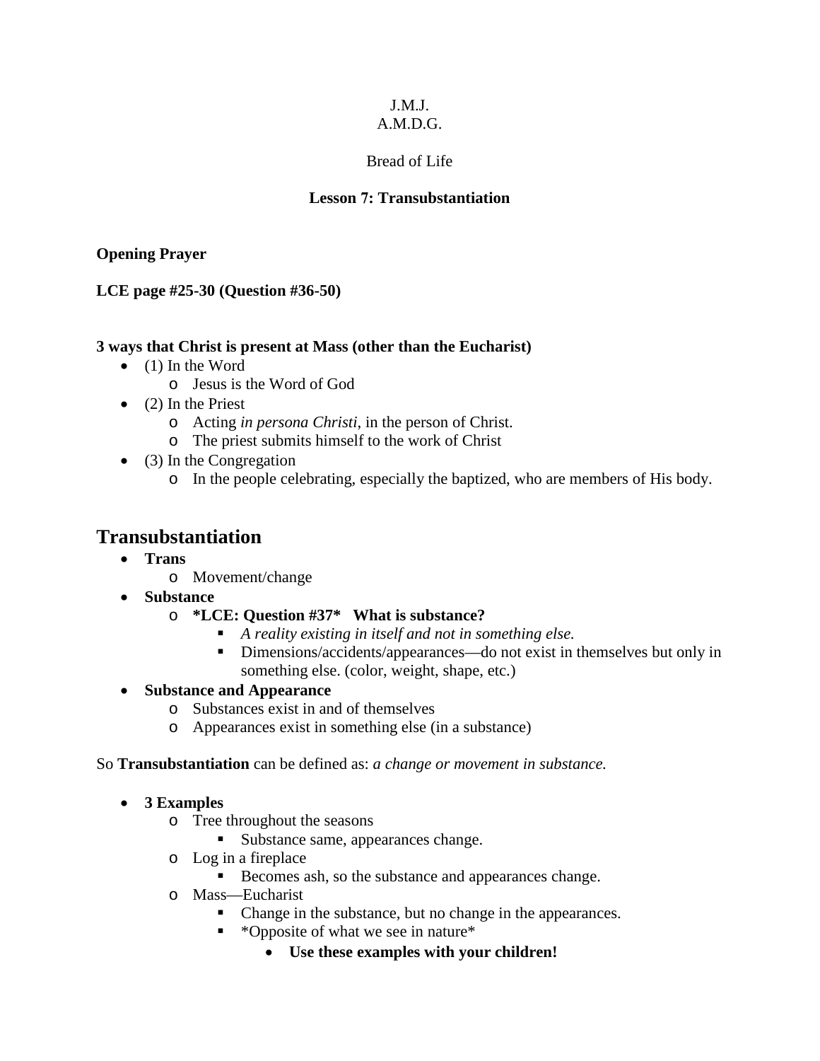J.M.J.
A.M.D.G.

Bread of Life

**Lesson 7: Transubstantiation**

**Opening Prayer**

**LCE page #25-30 (Question #36-50)**

**3 ways that Christ is present at Mass (other than the Eucharist)**

- (1) In the Word
  - Jesus is the Word of God
- (2) In the Priest
  - Acting *in persona Christi*, in the person of Christ.
  - The priest submits himself to the work of Christ
- (3) In the Congregation
  - In the people celebrating, especially the baptized, who are members of His body.

## Transubstantiation

- **Trans**
  - Movement/change
- **Substance**
  - **\*LCE: Question #37\*** **What is substance?**
    - *A reality existing in itself and not in something else.*
    - Dimensions/accidents/appearances—do not exist in themselves but only in something else. (color, weight, shape, etc.)
- **Substance and Appearance**
  - Substances exist in and of themselves
  - Appearances exist in something else (in a substance)

So **Transubstantiation** can be defined as: *a change or movement in substance.*

- **3 Examples**
  - Tree throughout the seasons
    - Substance same, appearances change.
  - Log in a fireplace
    - Becomes ash, so the substance and appearances change.
  - Mass—Eucharist
    - Change in the substance, but no change in the appearances.
    - \*Opposite of what we see in nature\*
      - **Use these examples with your children!**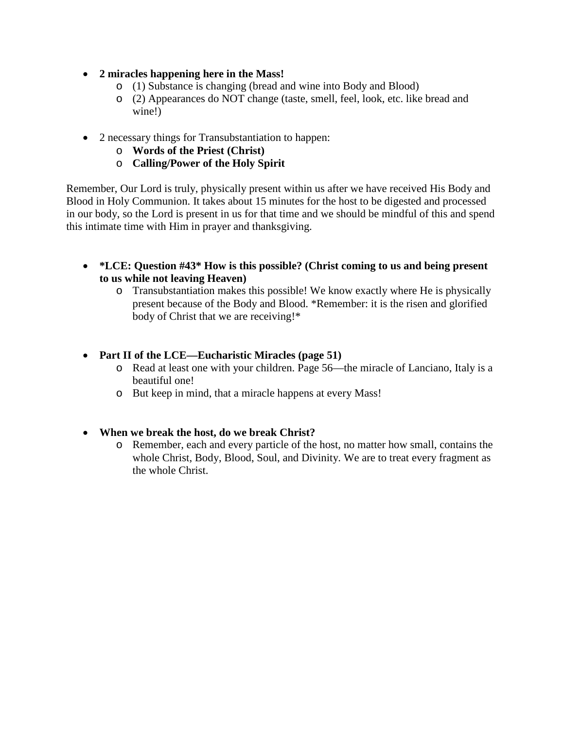- **2 miracles happening here in the Mass!**
  - (1) Substance is changing (bread and wine into Body and Blood)
  - (2) Appearances do NOT change (taste, smell, feel, look, etc. like bread and wine!)

- 2 necessary things for Transubstantiation to happen:
  - **Words of the Priest (Christ)**
  - **Calling/Power of the Holy Spirit**

Remember, Our Lord is truly, physically present within us after we have received His Body and Blood in Holy Communion. It takes about 15 minutes for the host to be digested and processed in our body, so the Lord is present in us for that time and we should be mindful of this and spend this intimate time with Him in prayer and thanksgiving.

- ***LCE: Question #43* How is this possible? (Christ coming to us and being present to us while not leaving Heaven)**
  - Transubstantiation makes this possible! We know exactly where He is physically present because of the Body and Blood. *Remember: it is the risen and glorified body of Christ that we are receiving!*

- **Part II of the LCE—Eucharistic Miracles (page 51)**
  - Read at least one with your children. Page 56—the miracle of Lanciano, Italy is a beautiful one!
  - But keep in mind, that a miracle happens at every Mass!

- **When we break the host, do we break Christ?**
  - Remember, each and every particle of the host, no matter how small, contains the whole Christ, Body, Blood, Soul, and Divinity. We are to treat every fragment as the whole Christ.